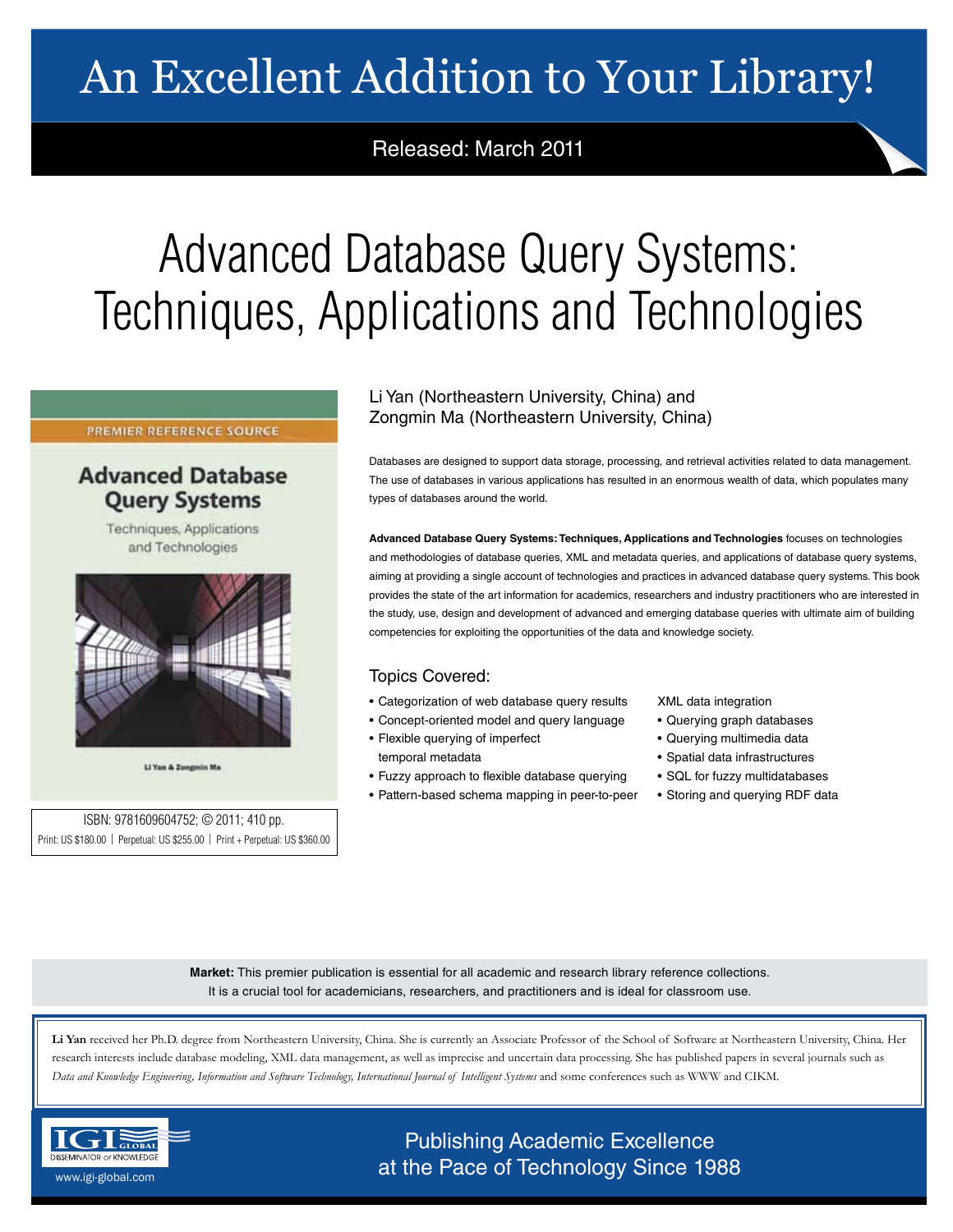# An Excellent Addition to Your Library!

Released: March 2011

# Advanced Database Query Systems: Techniques, Applications and Technologies

Li Yan (Northeastern University, China) and
Zongmin Ma (Northeastern University, China)

Databases are designed to support data storage, processing, and retrieval activities related to data management. The use of databases in various applications has resulted in an enormous wealth of data, which populates many types of databases around the world.

**Advanced Database Query Systems: Techniques, Applications and Technologies** focuses on technologies and methodologies of database queries, XML and metadata queries, and applications of database query systems, aiming at providing a single account of technologies and practices in advanced database query systems. This book provides the state of the art information for academics, researchers and industry practitioners who are interested in the study, use, design and development of advanced and emerging database queries with ultimate aim of building competencies for exploiting the opportunities of the data and knowledge society.

ISBN: 9781609604752; © 2011; 410 pp.
Print: US $180.00 | Perpetual: US $255.00 | Print + Perpetual: US $360.00

## Topics Covered:

- Categorization of web database query results
- Concept-oriented model and query language
- Flexible querying of imperfect temporal metadata
- Fuzzy approach to flexible database querying
- Pattern-based schema mapping in peer-to-peer XML data integration
- Querying graph databases
- Querying multimedia data
- Spatial data infrastructures
- SQL for fuzzy multidatabases
- Storing and querying RDF data

**Market:** This premier publication is essential for all academic and research library reference collections. It is a crucial tool for academicians, researchers, and practitioners and is ideal for classroom use.

**Li Yan** received her Ph.D. degree from Northeastern University, China. She is currently an Associate Professor of the School of Software at Northeastern University, China. Her research interests include database modeling, XML data management, as well as imprecise and uncertain data processing. She has published papers in several journals such as *Data and Knowledge Engineering, Information and Software Technology, International Journal of Intelligent Systems* and some conferences such as WWW and CIKM.

IGI Global – Disseminator of Knowledge
www.igi-global.com

Publishing Academic Excellence at the Pace of Technology Since 1988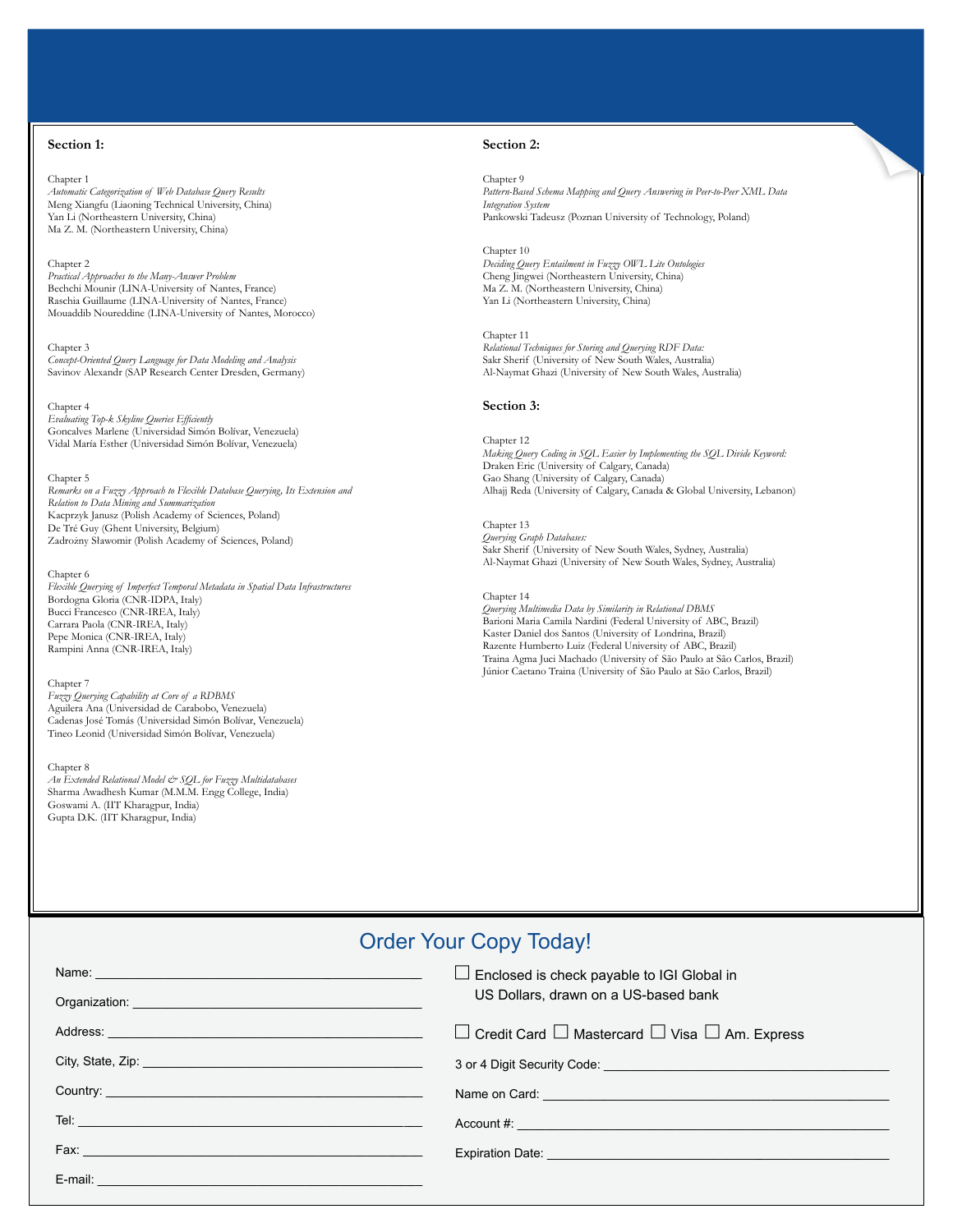**Section 1:**

Chapter 1
*Automatic Categorization of Web Database Query Results*
Meng Xiangfu (Liaoning Technical University, China)
Yan Li (Northeastern University, China)
Ma Z. M. (Northeastern University, China)

Chapter 2
*Practical Approaches to the Many-Answer Problem*
Bechchi Mounir (LINA-University of Nantes, France)
Raschia Guillaume (LINA-University of Nantes, France)
Mouaddib Noureddine (LINA-University of Nantes, Morocco)

Chapter 3
*Concept-Oriented Query Language for Data Modeling and Analysis*
Savinov Alexandr (SAP Research Center Dresden, Germany)

Chapter 4
*Evaluating Top-k Skyline Queries Efficiently*
Goncalves Marlene (Universidad Simón Bolívar, Venezuela)
Vidal María Esther (Universidad Simón Bolívar, Venezuela)

Chapter 5
*Remarks on a Fuzzy Approach to Flexible Database Querying, Its Extension and Relation to Data Mining and Summarization*
Kacprzyk Janusz (Polish Academy of Sciences, Poland)
De Tré Guy (Ghent University, Belgium)
Zadrożny Sławomir (Polish Academy of Sciences, Poland)

Chapter 6
*Flexible Querying of Imperfect Temporal Metadata in Spatial Data Infrastructures*
Bordogna Gloria (CNR-IDPA, Italy)
Bucci Francesco (CNR-IREA, Italy)
Carrara Paola (CNR-IREA, Italy)
Pepe Monica (CNR-IREA, Italy)
Rampini Anna (CNR-IREA, Italy)

Chapter 7
*Fuzzy Querying Capability at Core of a RDBMS*
Aguilera Ana (Universidad de Carabobo, Venezuela)
Cadenas José Tomás (Universidad Simón Bolívar, Venezuela)
Tineo Leonid (Universidad Simón Bolívar, Venezuela)

Chapter 8
*An Extended Relational Model & SQL for Fuzzy Multidatabases*
Sharma Awadhesh Kumar (M.M.M. Engg College, India)
Goswami A. (IIT Kharagpur, India)
Gupta D.K. (IIT Kharagpur, India)

**Section 2:**

Chapter 9
*Pattern-Based Schema Mapping and Query Answering in Peer-to-Peer XML Data Integration System*
Pankowski Tadeusz (Poznan University of Technology, Poland)

Chapter 10
*Deciding Query Entailment in Fuzzy OWL Lite Ontologies*
Cheng Jingwei (Northeastern University, China)
Ma Z. M. (Northeastern University, China)
Yan Li (Northeastern University, China)

Chapter 11
*Relational Techniques for Storing and Querying RDF Data:*
Sakr Sherif (University of New South Wales, Australia)
Al-Naymat Ghazi (University of New South Wales, Australia)

**Section 3:**

Chapter 12
*Making Query Coding in SQL Easier by Implementing the SQL Divide Keyword:*
Draken Eric (University of Calgary, Canada)
Gao Shang (University of Calgary, Canada)
Alhajj Reda (University of Calgary, Canada & Global University, Lebanon)

Chapter 13
*Querying Graph Databases:*
Sakr Sherif (University of New South Wales, Sydney, Australia)
Al-Naymat Ghazi (University of New South Wales, Sydney, Australia)

Chapter 14
*Querying Multimedia Data by Similarity in Relational DBMS*
Barioni Maria Camila Nardini (Federal University of ABC, Brazil)
Kaster Daniel dos Santos (University of Londrina, Brazil)
Razente Humberto Luiz (Federal University of ABC, Brazil)
Traina Agma Juci Machado (University of São Paulo at São Carlos, Brazil)
Júnior Caetano Traina (University of São Paulo at São Carlos, Brazil)

## Order Your Copy Today!

Name: ______________________________

Organization: ______________________________

Address: ______________________________

City, State, Zip: ______________________________

Country: ______________________________

Tel: ______________________________

Fax: ______________________________

E-mail: ______________________________

☐ Enclosed is check payable to IGI Global in US Dollars, drawn on a US-based bank

☐ Credit Card ☐ Mastercard ☐ Visa ☐ Am. Express

3 or 4 Digit Security Code: ______________________________

Name on Card: ______________________________

Account #: ______________________________

Expiration Date: ______________________________